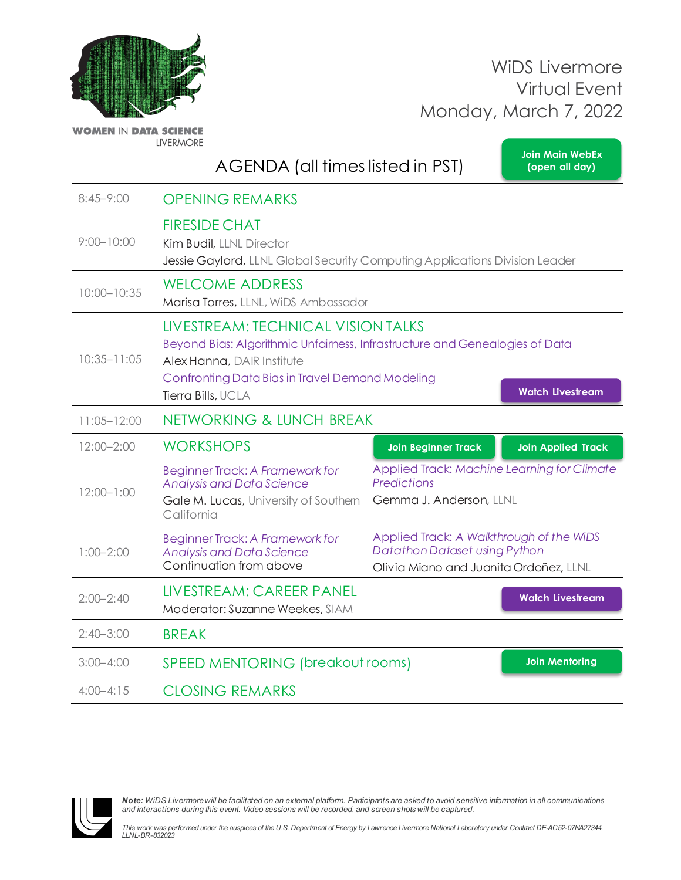WOMEN IN DATA SCIENCE
LIVERMORE

# WiDS Livermore Virtual Event
# Monday, March 7, 2022

## AGENDA (all times listed in PST)

Join Main WebEx (open all day)

| Time | Session |
|---|---|
| 8:45–9:00 | OPENING REMARKS |
| 9:00–10:00 | FIRESIDE CHAT<br>Kim Budil, LLNL Director<br>Jessie Gaylord, LLNL Global Security Computing Applications Division Leader |
| 10:00–10:35 | WELCOME ADDRESS<br>Marisa Torres, LLNL, WiDS Ambassador |
| 10:35–11:05 | LIVESTREAM: TECHNICAL VISION TALKS<br>Beyond Bias: Algorithmic Unfairness, Infrastructure and Genealogies of Data<br>Alex Hanna, DAIR Institute<br>Confronting Data Bias in Travel Demand Modeling<br>Tierra Bills, UCLA<br>Watch Livestream |
| 11:05–12:00 | NETWORKING & LUNCH BREAK |
| 12:00–2:00 | WORKSHOPS<br>Join Beginner Track / Join Applied Track |
| 12:00–1:00 | Beginner Track: *A Framework for Analysis and Data Science*<br>Gale M. Lucas, University of Southern California<br><br>Applied Track: *Machine Learning for Climate Predictions*<br>Gemma J. Anderson, LLNL |
| 1:00–2:00 | Beginner Track: *A Framework for Analysis and Data Science*<br>Continuation from above<br><br>Applied Track: *A Walkthrough of the WiDS Datathon Dataset using Python*<br>Olivia Miano and Juanita Ordoñez, LLNL |
| 2:00–2:40 | LIVESTREAM: CAREER PANEL<br>Moderator: Suzanne Weekes, SIAM<br>Watch Livestream |
| 2:40–3:00 | BREAK |
| 3:00–4:00 | SPEED MENTORING (breakout rooms)<br>Join Mentoring |
| 4:00–4:15 | CLOSING REMARKS |

***Note:*** *WiDS Livermore will be facilitated on an external platform. Participants are asked to avoid sensitive information in all communications and interactions during this event. Video sessions will be recorded, and screen shots will be captured.*

*This work was performed under the auspices of the U.S. Department of Energy by Lawrence Livermore National Laboratory under Contract DE-AC52-07NA27344. LLNL-BR-832023*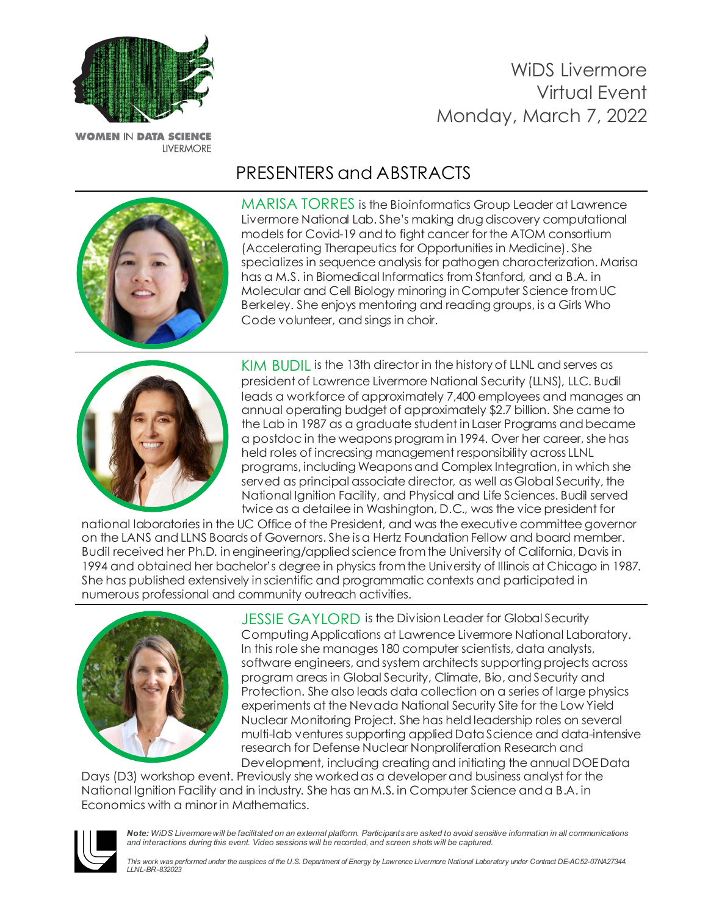WOMEN IN DATA SCIENCE
LIVERMORE

WiDS Livermore
Virtual Event
Monday, March 7, 2022

## PRESENTERS and ABSTRACTS

MARISA TORRES is the Bioinformatics Group Leader at Lawrence Livermore National Lab. She's making drug discovery computational models for Covid-19 and to fight cancer for the ATOM consortium (Accelerating Therapeutics for Opportunities in Medicine). She specializes in sequence analysis for pathogen characterization. Marisa has a M.S. in Biomedical Informatics from Stanford, and a B.A. in Molecular and Cell Biology minoring in Computer Science from UC Berkeley. She enjoys mentoring and reading groups, is a Girls Who Code volunteer, and sings in choir.

---

KIM BUDIL is the 13th director in the history of LLNL and serves as president of Lawrence Livermore National Security (LLNS), LLC. Budil leads a workforce of approximately 7,400 employees and manages an annual operating budget of approximately $2.7 billion. She came to the Lab in 1987 as a graduate student in Laser Programs and became a postdoc in the weapons program in 1994. Over her career, she has held roles of increasing management responsibility across LLNL programs, including Weapons and Complex Integration, in which she served as principal associate director, as well as Global Security, the National Ignition Facility, and Physical and Life Sciences. Budil served twice as a detailee in Washington, D.C., was the vice president for national laboratories in the UC Office of the President, and was the executive committee governor on the LANS and LLNS Boards of Governors. She is a Hertz Foundation Fellow and board member. Budil received her Ph.D. in engineering/applied science from the University of California, Davis in 1994 and obtained her bachelor's degree in physics from the University of Illinois at Chicago in 1987. She has published extensively in scientific and programmatic contexts and participated in numerous professional and community outreach activities.

---

JESSIE GAYLORD is the Division Leader for Global Security Computing Applications at Lawrence Livermore National Laboratory. In this role she manages 180 computer scientists, data analysts, software engineers, and system architects supporting projects across program areas in Global Security, Climate, Bio, and Security and Protection. She also leads data collection on a series of large physics experiments at the Nevada National Security Site for the Low Yield Nuclear Monitoring Project. She has held leadership roles on several multi-lab ventures supporting applied Data Science and data-intensive research for Defense Nuclear Nonproliferation Research and Development, including creating and initiating the annual DOE Data Days (D3) workshop event. Previously she worked as a developer and business analyst for the National Ignition Facility and in industry. She has an M.S. in Computer Science and a B.A. in Economics with a minor in Mathematics.

***Note:*** *WiDS Livermore will be facilitated on an external platform. Participants are asked to avoid sensitive information in all communications and interactions during this event. Video sessions will be recorded, and screen shots will be captured.*

*This work was performed under the auspices of the U.S. Department of Energy by Lawrence Livermore National Laboratory under Contract DE-AC52-07NA27344. LLNL-BR-832023*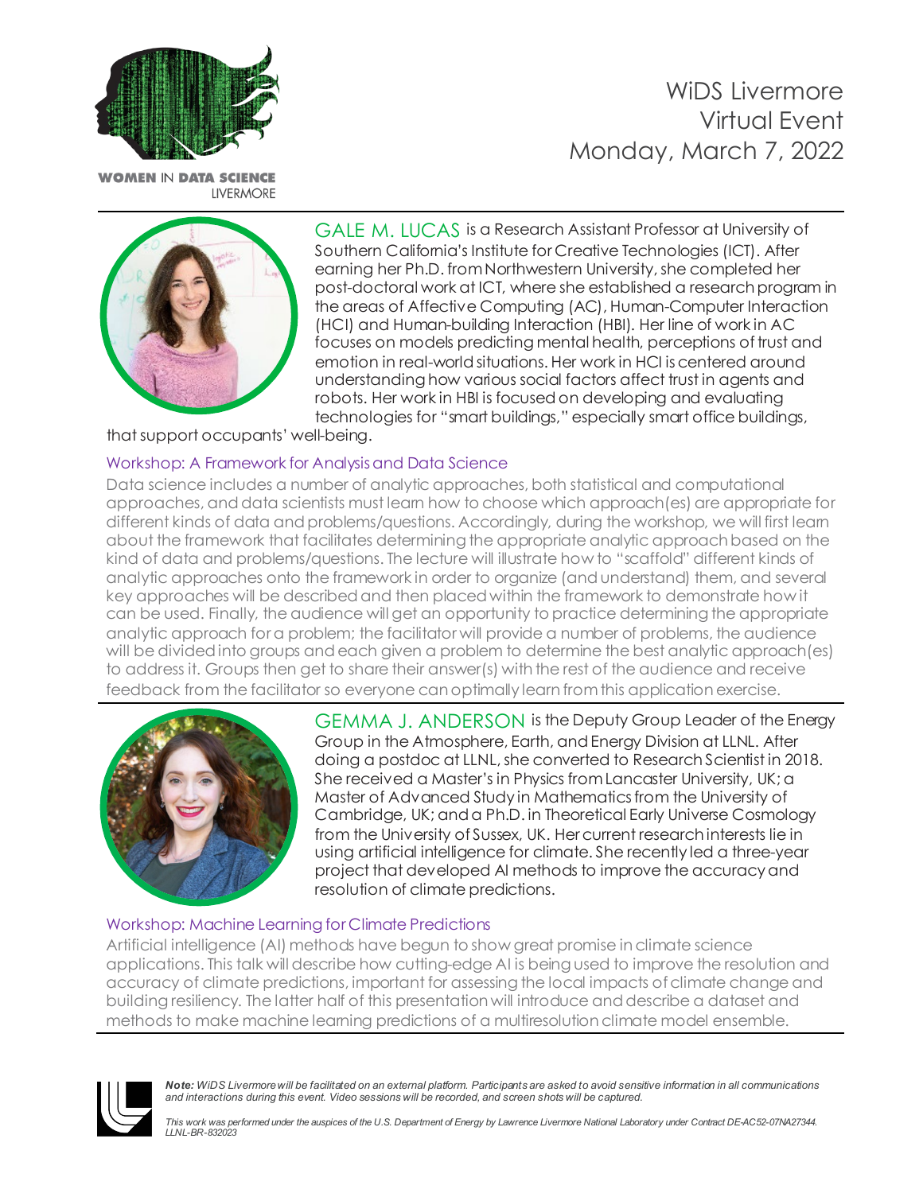WOMEN IN DATA SCIENCE LIVERMORE

# WiDS Livermore Virtual Event Monday, March 7, 2022

GALE M. LUCAS is a Research Assistant Professor at University of Southern California's Institute for Creative Technologies (ICT). After earning her Ph.D. from Northwestern University, she completed her post-doctoral work at ICT, where she established a research program in the areas of Affective Computing (AC), Human-Computer Interaction (HCI) and Human-building Interaction (HBI). Her line of work in AC focuses on models predicting mental health, perceptions of trust and emotion in real-world situations. Her work in HCI is centered around understanding how various social factors affect trust in agents and robots. Her work in HBI is focused on developing and evaluating technologies for "smart buildings," especially smart office buildings, that support occupants' well-being.

## Workshop: A Framework for Analysis and Data Science

Data science includes a number of analytic approaches, both statistical and computational approaches, and data scientists must learn how to choose which approach(es) are appropriate for different kinds of data and problems/questions. Accordingly, during the workshop, we will first learn about the framework that facilitates determining the appropriate analytic approach based on the kind of data and problems/questions. The lecture will illustrate how to "scaffold" different kinds of analytic approaches onto the framework in order to organize (and understand) them, and several key approaches will be described and then placed within the framework to demonstrate how it can be used. Finally, the audience will get an opportunity to practice determining the appropriate analytic approach for a problem; the facilitator will provide a number of problems, the audience will be divided into groups and each given a problem to determine the best analytic approach(es) to address it. Groups then get to share their answer(s) with the rest of the audience and receive feedback from the facilitator so everyone can optimally learn from this application exercise.

GEMMA J. ANDERSON is the Deputy Group Leader of the Energy Group in the Atmosphere, Earth, and Energy Division at LLNL. After doing a postdoc at LLNL, she converted to Research Scientist in 2018. She received a Master's in Physics from Lancaster University, UK; a Master of Advanced Study in Mathematics from the University of Cambridge, UK; and a Ph.D. in Theoretical Early Universe Cosmology from the University of Sussex, UK. Her current research interests lie in using artificial intelligence for climate. She recently led a three-year project that developed AI methods to improve the accuracy and resolution of climate predictions.

## Workshop: Machine Learning for Climate Predictions

Artificial intelligence (AI) methods have begun to show great promise in climate science applications. This talk will describe how cutting-edge AI is being used to improve the resolution and accuracy of climate predictions, important for assessing the local impacts of climate change and building resiliency. The latter half of this presentation will introduce and describe a dataset and methods to make machine learning predictions of a multiresolution climate model ensemble.

***Note:*** *WiDS Livermore will be facilitated on an external platform. Participants are asked to avoid sensitive information in all communications and interactions during this event. Video sessions will be recorded, and screen shots will be captured.*

*This work was performed under the auspices of the U.S. Department of Energy by Lawrence Livermore National Laboratory under Contract DE-AC52-07NA27344. LLNL-BR-832023*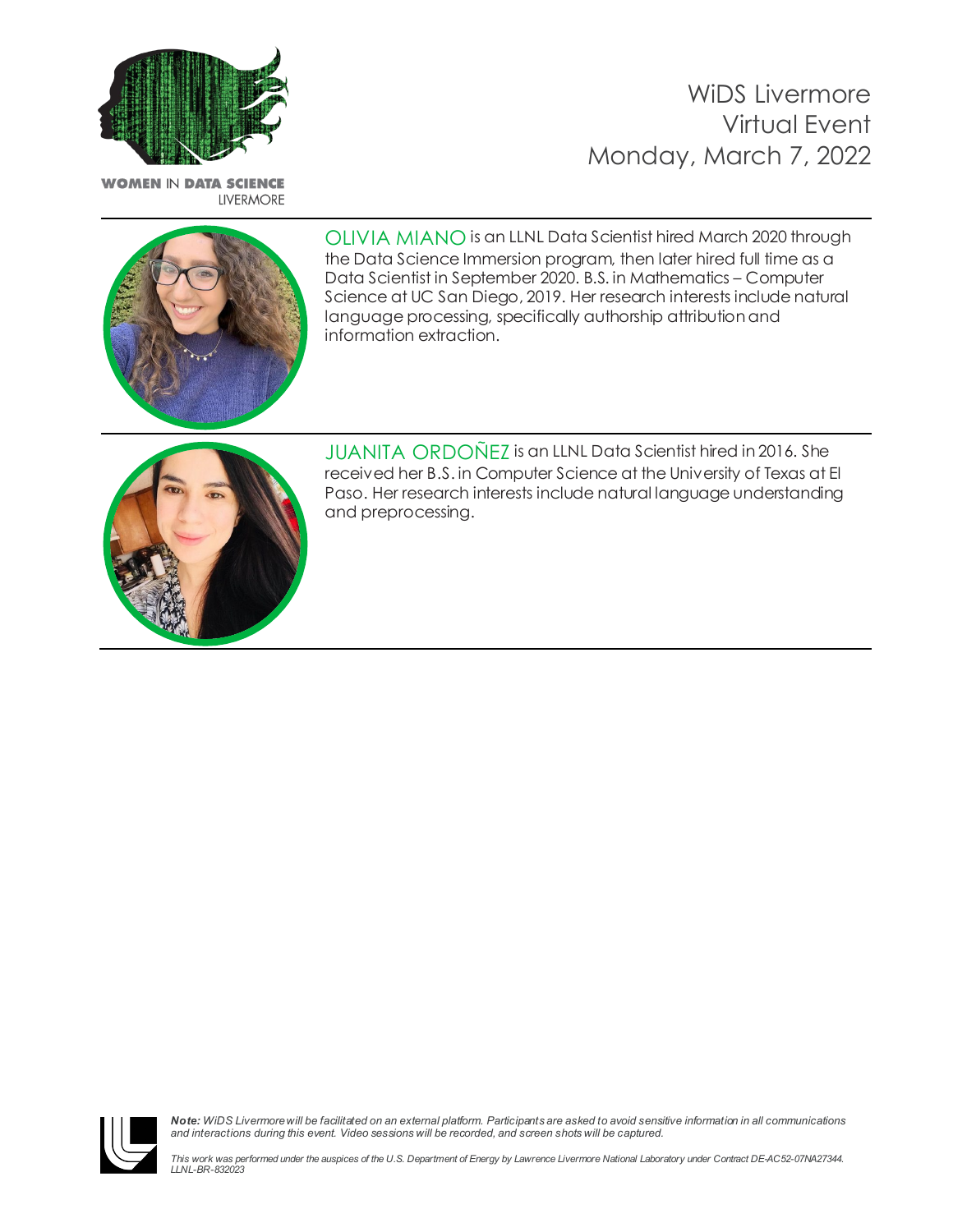WiDS Livermore
Virtual Event
Monday, March 7, 2022

WOMEN IN DATA SCIENCE
LIVERMORE

OLIVIA MIANO is an LLNL Data Scientist hired March 2020 through the Data Science Immersion program, then later hired full time as a Data Scientist in September 2020. B.S. in Mathematics – Computer Science at UC San Diego, 2019. Her research interests include natural language processing, specifically authorship attribution and information extraction.

JUANITA ORDOÑEZ is an LLNL Data Scientist hired in 2016. She received her B.S. in Computer Science at the University of Texas at El Paso. Her research interests include natural language understanding and preprocessing.

***Note:*** *WiDS Livermore will be facilitated on an external platform. Participants are asked to avoid sensitive information in all communications and interactions during this event. Video sessions will be recorded, and screen shots will be captured.*

*This work was performed under the auspices of the U.S. Department of Energy by Lawrence Livermore National Laboratory under Contract DE-AC52-07NA27344. LLNL-BR-832023*